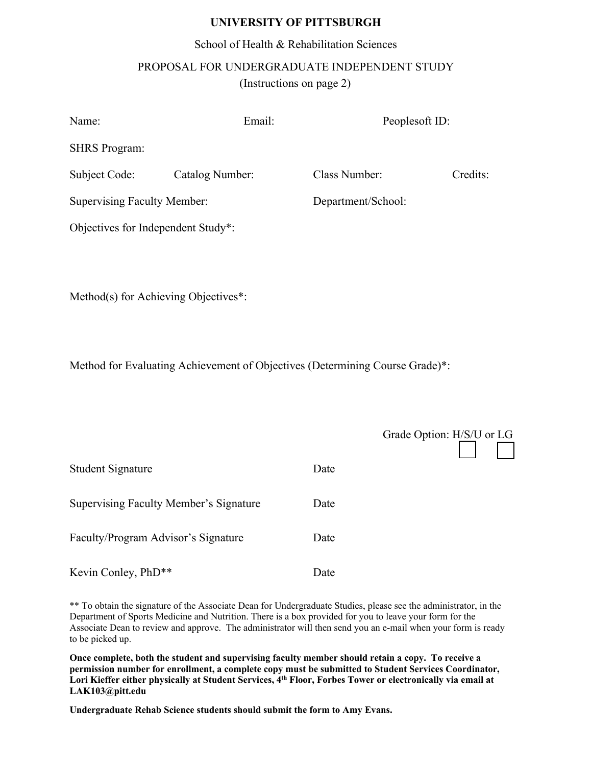# UNIVERSITY OF PITTSBURGH

School of Health & Rehabilitation Sciences

PROPOSAL FOR UNDERGRADUATE INDEPENDENT STUDY

(Instructions on page 2)

Name: Email: Peoplesoft ID:

SHRS Program:

Subject Code: Catalog Number: Class Number: Credits:

Supervising Faculty Member: Department/School:

Objectives for Independent Study*:

Method(s) for Achieving Objectives*:

Method for Evaluating Achievement of Objectives (Determining Course Grade)*:

Grade Option: H/S/U ☐ or LG ☐

Student Signature Date

Supervising Faculty Member's Signature Date

Faculty/Program Advisor's Signature Date

Kevin Conley, PhD** Date

** To obtain the signature of the Associate Dean for Undergraduate Studies, please see the administrator, in the Department of Sports Medicine and Nutrition. There is a box provided for you to leave your form for the Associate Dean to review and approve. The administrator will then send you an e-mail when your form is ready to be picked up.

**Once complete, both the student and supervising faculty member should retain a copy. To receive a permission number for enrollment, a complete copy must be submitted to Student Services Coordinator, Lori Kieffer either physically at Student Services, 4th Floor, Forbes Tower or electronically via email at LAK103@pitt.edu**

**Undergraduate Rehab Science students should submit the form to Amy Evans.**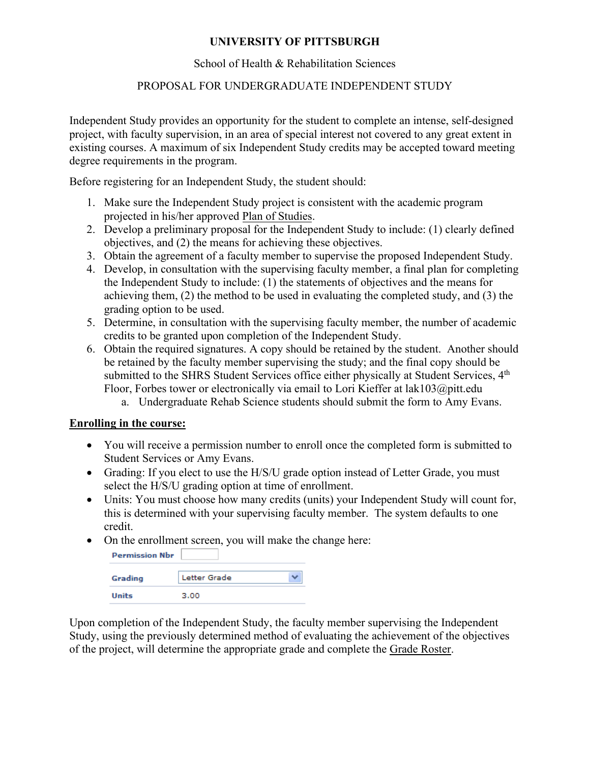**UNIVERSITY OF PITTSBURGH**

School of Health & Rehabilitation Sciences

PROPOSAL FOR UNDERGRADUATE INDEPENDENT STUDY

Independent Study provides an opportunity for the student to complete an intense, self-designed project, with faculty supervision, in an area of special interest not covered to any great extent in existing courses. A maximum of six Independent Study credits may be accepted toward meeting degree requirements in the program.

Before registering for an Independent Study, the student should:

1. Make sure the Independent Study project is consistent with the academic program projected in his/her approved Plan of Studies.
2. Develop a preliminary proposal for the Independent Study to include: (1) clearly defined objectives, and (2) the means for achieving these objectives.
3. Obtain the agreement of a faculty member to supervise the proposed Independent Study.
4. Develop, in consultation with the supervising faculty member, a final plan for completing the Independent Study to include: (1) the statements of objectives and the means for achieving them, (2) the method to be used in evaluating the completed study, and (3) the grading option to be used.
5. Determine, in consultation with the supervising faculty member, the number of academic credits to be granted upon completion of the Independent Study.
6. Obtain the required signatures. A copy should be retained by the student. Another should be retained by the faculty member supervising the study; and the final copy should be submitted to the SHRS Student Services office either physically at Student Services, 4th Floor, Forbes tower or electronically via email to Lori Kieffer at lak103@pitt.edu
   a. Undergraduate Rehab Science students should submit the form to Amy Evans.

**Enrolling in the course:**

- You will receive a permission number to enroll once the completed form is submitted to Student Services or Amy Evans.
- Grading: If you elect to use the H/S/U grade option instead of Letter Grade, you must select the H/S/U grading option at time of enrollment.
- Units: You must choose how many credits (units) your Independent Study will count for, this is determined with your supervising faculty member. The system defaults to one credit.
- On the enrollment screen, you will make the change here:

| | |
|---|---|
| Permission Nbr | |
| Grading | Letter Grade |
| Units | 3.00 |

Upon completion of the Independent Study, the faculty member supervising the Independent Study, using the previously determined method of evaluating the achievement of the objectives of the project, will determine the appropriate grade and complete the Grade Roster.